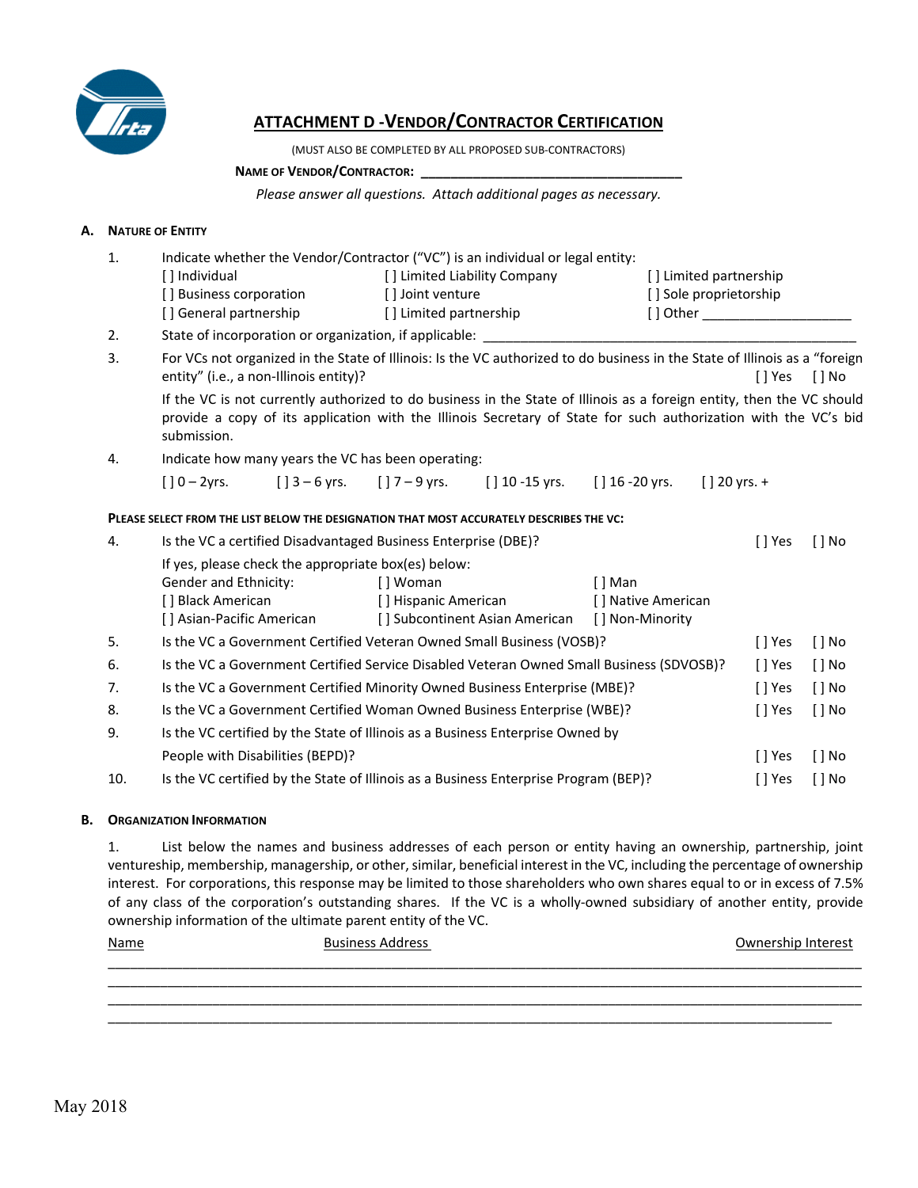# ATTACHMENT D - VENDOR/CONTRACTOR CERTIFICATION

(MUST ALSO BE COMPLETED BY ALL PROPOSED SUB-CONTRACTORS)

**NAME OF VENDOR/CONTRACTOR:** ___________________________________

*Please answer all questions. Attach additional pages as necessary.*

## A. NATURE OF ENTITY

1. Indicate whether the Vendor/Contractor ("VC") is an individual or legal entity:

   [ ] Individual  [ ] Limited Liability Company  [ ] Limited partnership
   [ ] Business corporation  [ ] Joint venture  [ ] Sole proprietorship
   [ ] General partnership  [ ] Limited partnership  [ ] Other ____________________

2. State of incorporation or organization, if applicable: ______________________________________________________

3. For VCs not organized in the State of Illinois: Is the VC authorized to do business in the State of Illinois as a "foreign entity" (i.e., a non-Illinois entity)? [ ] Yes [ ] No

   If the VC is not currently authorized to do business in the State of Illinois as a foreign entity, then the VC should provide a copy of its application with the Illinois Secretary of State for such authorization with the VC's bid submission.

4. Indicate how many years the VC has been operating:

   [ ] 0 – 2yrs.  [ ] 3 – 6 yrs.  [ ] 7 – 9 yrs.  [ ] 10 -15 yrs.  [ ] 16 -20 yrs.  [ ] 20 yrs. +

**PLEASE SELECT FROM THE LIST BELOW THE DESIGNATION THAT MOST ACCURATELY DESCRIBES THE VC:**

4. Is the VC a certified Disadvantaged Business Enterprise (DBE)? [ ] Yes [ ] No

   If yes, please check the appropriate box(es) below:
   Gender and Ethnicity:  [ ] Woman  [ ] Man
   [ ] Black American  [ ] Hispanic American  [ ] Native American
   [ ] Asian-Pacific American  [ ] Subcontinent Asian American  [ ] Non-Minority

5. Is the VC a Government Certified Veteran Owned Small Business (VOSB)? [ ] Yes [ ] No
6. Is the VC a Government Certified Service Disabled Veteran Owned Small Business (SDVOSB)? [ ] Yes [ ] No
7. Is the VC a Government Certified Minority Owned Business Enterprise (MBE)? [ ] Yes [ ] No
8. Is the VC a Government Certified Woman Owned Business Enterprise (WBE)? [ ] Yes [ ] No
9. Is the VC certified by the State of Illinois as a Business Enterprise Owned by People with Disabilities (BEPD)? [ ] Yes [ ] No
10. Is the VC certified by the State of Illinois as a Business Enterprise Program (BEP)? [ ] Yes [ ] No

## B. ORGANIZATION INFORMATION

1. List below the names and business addresses of each person or entity having an ownership, partnership, joint ventureship, membership, managership, or other, similar, beneficial interest in the VC, including the percentage of ownership interest. For corporations, this response may be limited to those shareholders who own shares equal to or in excess of 7.5% of any class of the corporation's outstanding shares. If the VC is a wholly-owned subsidiary of another entity, provide ownership information of the ultimate parent entity of the VC.

| Name | Business Address | Ownership Interest |
|---|---|---|
| | | |
| | | |
| | | |
| | | |

May 2018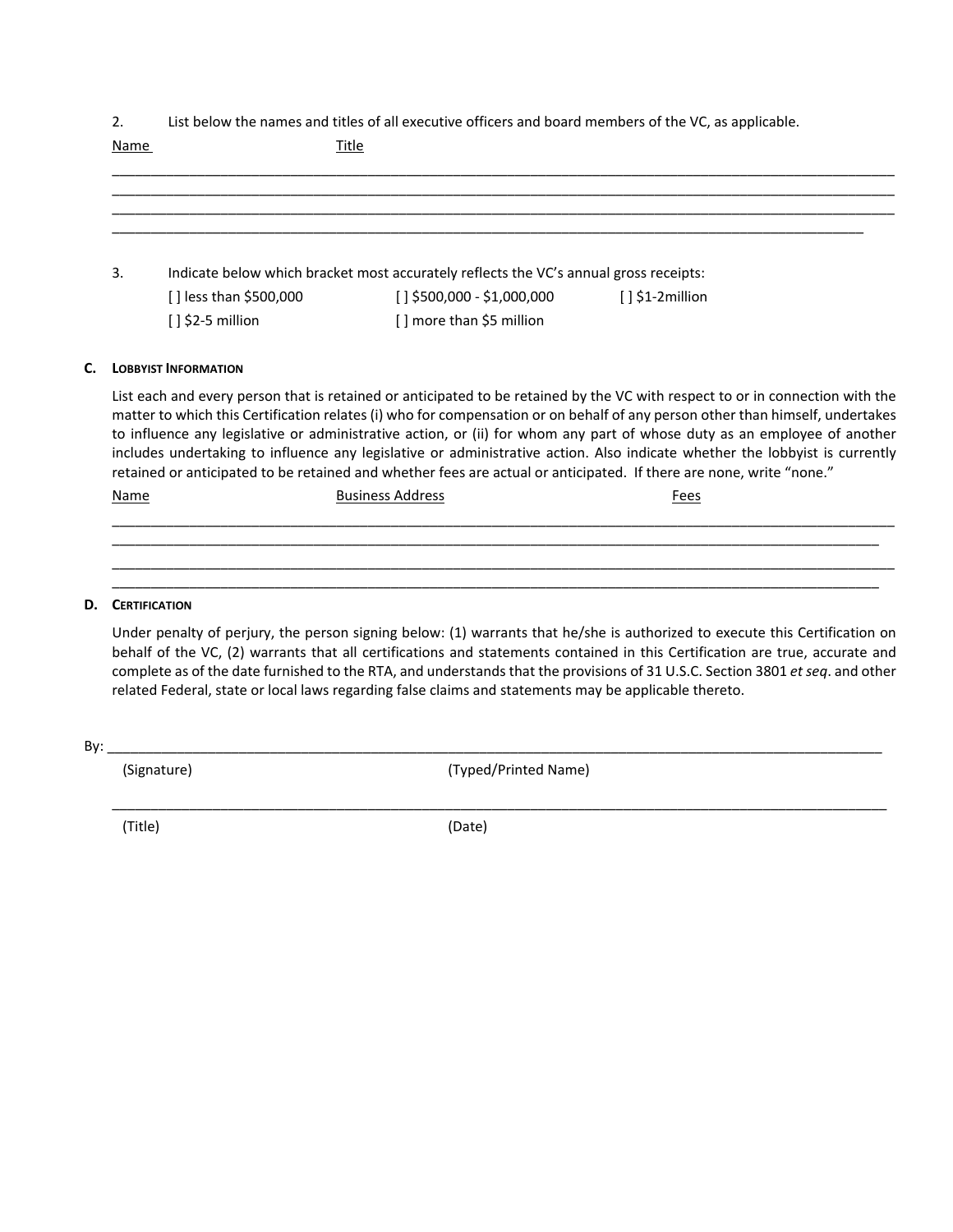2. List below the names and titles of all executive officers and board members of the VC, as applicable.

Name Title

_______________________________________________________________________________________________
_______________________________________________________________________________________________
_______________________________________________________________________________________________
_______________________________________________________________________________________________

3. Indicate below which bracket most accurately reflects the VC's annual gross receipts:

[ ] less than $500,000 [ ] $500,000 - $1,000,000 [ ] $1-2million

[ ] $2-5 million [ ] more than $5 million

### C. LOBBYIST INFORMATION

List each and every person that is retained or anticipated to be retained by the VC with respect to or in connection with the matter to which this Certification relates (i) who for compensation or on behalf of any person other than himself, undertakes to influence any legislative or administrative action, or (ii) for whom any part of whose duty as an employee of another includes undertaking to influence any legislative or administrative action. Also indicate whether the lobbyist is currently retained or anticipated to be retained and whether fees are actual or anticipated. If there are none, write "none."

Name Business Address Fees

_______________________________________________________________________________________________
_______________________________________________________________________________________________
_______________________________________________________________________________________________
_______________________________________________________________________________________________

### D. CERTIFICATION

Under penalty of perjury, the person signing below: (1) warrants that he/she is authorized to execute this Certification on behalf of the VC, (2) warrants that all certifications and statements contained in this Certification are true, accurate and complete as of the date furnished to the RTA, and understands that the provisions of 31 U.S.C. Section 3801 *et seq*. and other related Federal, state or local laws regarding false claims and statements may be applicable thereto.

By: _______________________________________________________________________________________________

(Signature) (Typed/Printed Name)

_______________________________________________________________________________________________

(Title) (Date)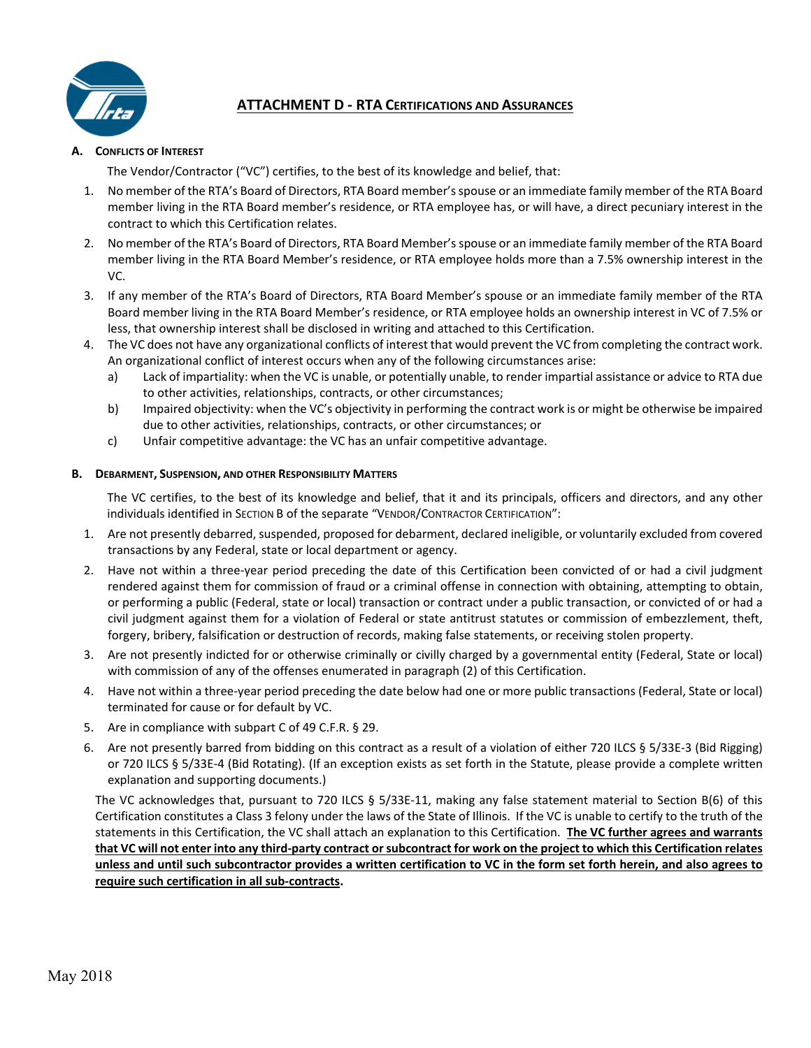# ATTACHMENT D - RTA CERTIFICATIONS AND ASSURANCES

**A. CONFLICTS OF INTEREST**

The Vendor/Contractor ("VC") certifies, to the best of its knowledge and belief, that:

1. No member of the RTA's Board of Directors, RTA Board member's spouse or an immediate family member of the RTA Board member living in the RTA Board member's residence, or RTA employee has, or will have, a direct pecuniary interest in the contract to which this Certification relates.
2. No member of the RTA's Board of Directors, RTA Board Member's spouse or an immediate family member of the RTA Board member living in the RTA Board Member's residence, or RTA employee holds more than a 7.5% ownership interest in the VC.
3. If any member of the RTA's Board of Directors, RTA Board Member's spouse or an immediate family member of the RTA Board member living in the RTA Board Member's residence, or RTA employee holds an ownership interest in VC of 7.5% or less, that ownership interest shall be disclosed in writing and attached to this Certification.
4. The VC does not have any organizational conflicts of interest that would prevent the VC from completing the contract work. An organizational conflict of interest occurs when any of the following circumstances arise:
   a) Lack of impartiality: when the VC is unable, or potentially unable, to render impartial assistance or advice to RTA due to other activities, relationships, contracts, or other circumstances;
   b) Impaired objectivity: when the VC's objectivity in performing the contract work is or might be otherwise be impaired due to other activities, relationships, contracts, or other circumstances; or
   c) Unfair competitive advantage: the VC has an unfair competitive advantage.

**B. DEBARMENT, SUSPENSION, AND OTHER RESPONSIBILITY MATTERS**

The VC certifies, to the best of its knowledge and belief, that it and its principals, officers and directors, and any other individuals identified in SECTION B of the separate "VENDOR/CONTRACTOR CERTIFICATION":

1. Are not presently debarred, suspended, proposed for debarment, declared ineligible, or voluntarily excluded from covered transactions by any Federal, state or local department or agency.
2. Have not within a three-year period preceding the date of this Certification been convicted of or had a civil judgment rendered against them for commission of fraud or a criminal offense in connection with obtaining, attempting to obtain, or performing a public (Federal, state or local) transaction or contract under a public transaction, or convicted of or had a civil judgment against them for a violation of Federal or state antitrust statutes or commission of embezzlement, theft, forgery, bribery, falsification or destruction of records, making false statements, or receiving stolen property.
3. Are not presently indicted for or otherwise criminally or civilly charged by a governmental entity (Federal, State or local) with commission of any of the offenses enumerated in paragraph (2) of this Certification.
4. Have not within a three-year period preceding the date below had one or more public transactions (Federal, State or local) terminated for cause or for default by VC.
5. Are in compliance with subpart C of 49 C.F.R. § 29.
6. Are not presently barred from bidding on this contract as a result of a violation of either 720 ILCS § 5/33E-3 (Bid Rigging) or 720 ILCS § 5/33E-4 (Bid Rotating). (If an exception exists as set forth in the Statute, please provide a complete written explanation and supporting documents.)

The VC acknowledges that, pursuant to 720 ILCS § 5/33E-11, making any false statement material to Section B(6) of this Certification constitutes a Class 3 felony under the laws of the State of Illinois. If the VC is unable to certify to the truth of the statements in this Certification, the VC shall attach an explanation to this Certification. **The VC further agrees and warrants that VC will not enter into any third-party contract or subcontract for work on the project to which this Certification relates unless and until such subcontractor provides a written certification to VC in the form set forth herein, and also agrees to require such certification in all sub-contracts.**

May 2018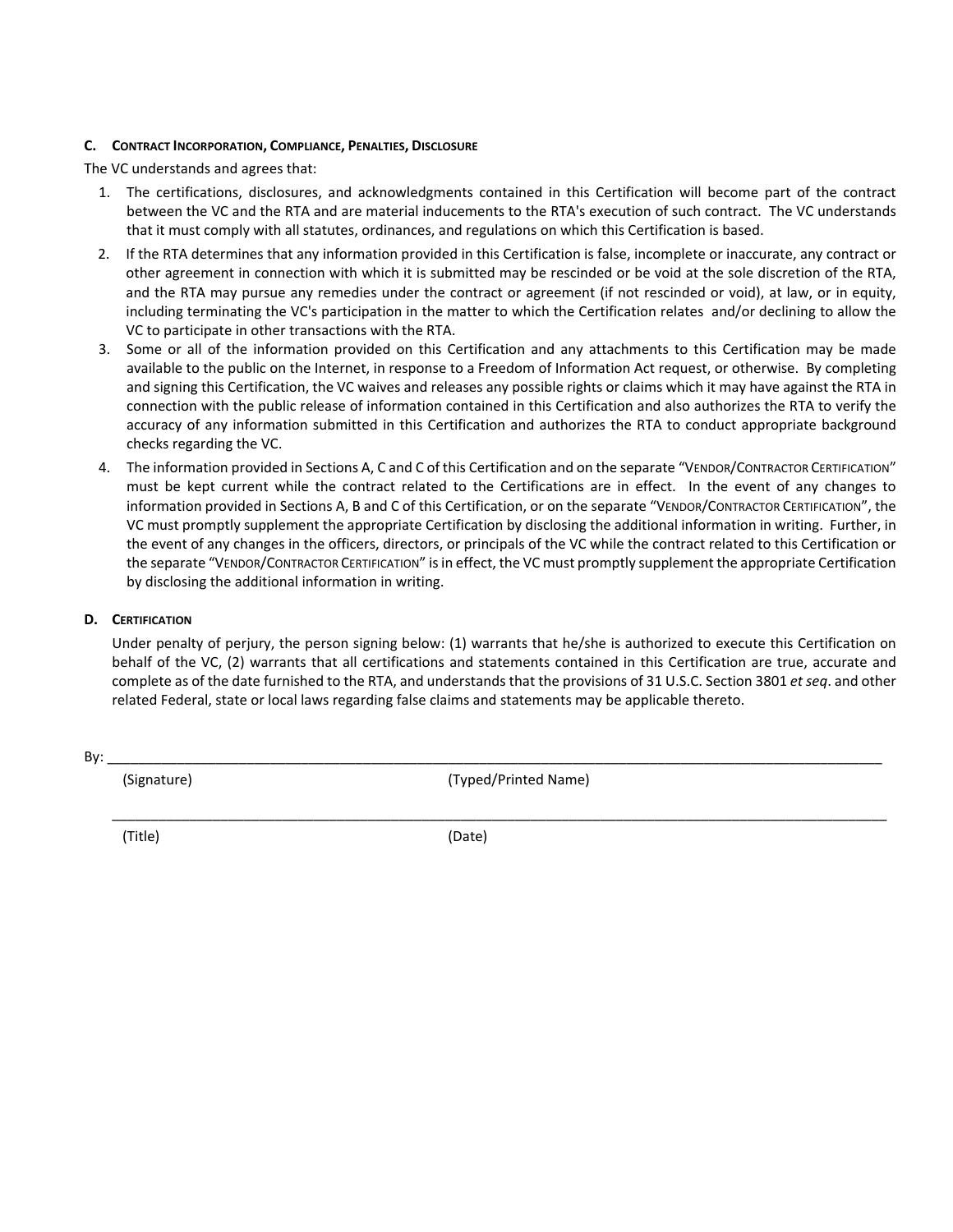### C. Contract Incorporation, Compliance, Penalties, Disclosure

The VC understands and agrees that:

1. The certifications, disclosures, and acknowledgments contained in this Certification will become part of the contract between the VC and the RTA and are material inducements to the RTA's execution of such contract. The VC understands that it must comply with all statutes, ordinances, and regulations on which this Certification is based.
2. If the RTA determines that any information provided in this Certification is false, incomplete or inaccurate, any contract or other agreement in connection with which it is submitted may be rescinded or be void at the sole discretion of the RTA, and the RTA may pursue any remedies under the contract or agreement (if not rescinded or void), at law, or in equity, including terminating the VC's participation in the matter to which the Certification relates and/or declining to allow the VC to participate in other transactions with the RTA.
3. Some or all of the information provided on this Certification and any attachments to this Certification may be made available to the public on the Internet, in response to a Freedom of Information Act request, or otherwise. By completing and signing this Certification, the VC waives and releases any possible rights or claims which it may have against the RTA in connection with the public release of information contained in this Certification and also authorizes the RTA to verify the accuracy of any information submitted in this Certification and authorizes the RTA to conduct appropriate background checks regarding the VC.
4. The information provided in Sections A, C and C of this Certification and on the separate "Vendor/Contractor Certification" must be kept current while the contract related to the Certifications are in effect. In the event of any changes to information provided in Sections A, B and C of this Certification, or on the separate "Vendor/Contractor Certification", the VC must promptly supplement the appropriate Certification by disclosing the additional information in writing. Further, in the event of any changes in the officers, directors, or principals of the VC while the contract related to this Certification or the separate "Vendor/Contractor Certification" is in effect, the VC must promptly supplement the appropriate Certification by disclosing the additional information in writing.

### D. Certification

Under penalty of perjury, the person signing below: (1) warrants that he/she is authorized to execute this Certification on behalf of the VC, (2) warrants that all certifications and statements contained in this Certification are true, accurate and complete as of the date furnished to the RTA, and understands that the provisions of 31 U.S.C. Section 3801 *et seq*. and other related Federal, state or local laws regarding false claims and statements may be applicable thereto.

By: ____________________________________________________________________________

(Signature) (Typed/Printed Name)

______________________________________________________________________________

(Title) (Date)